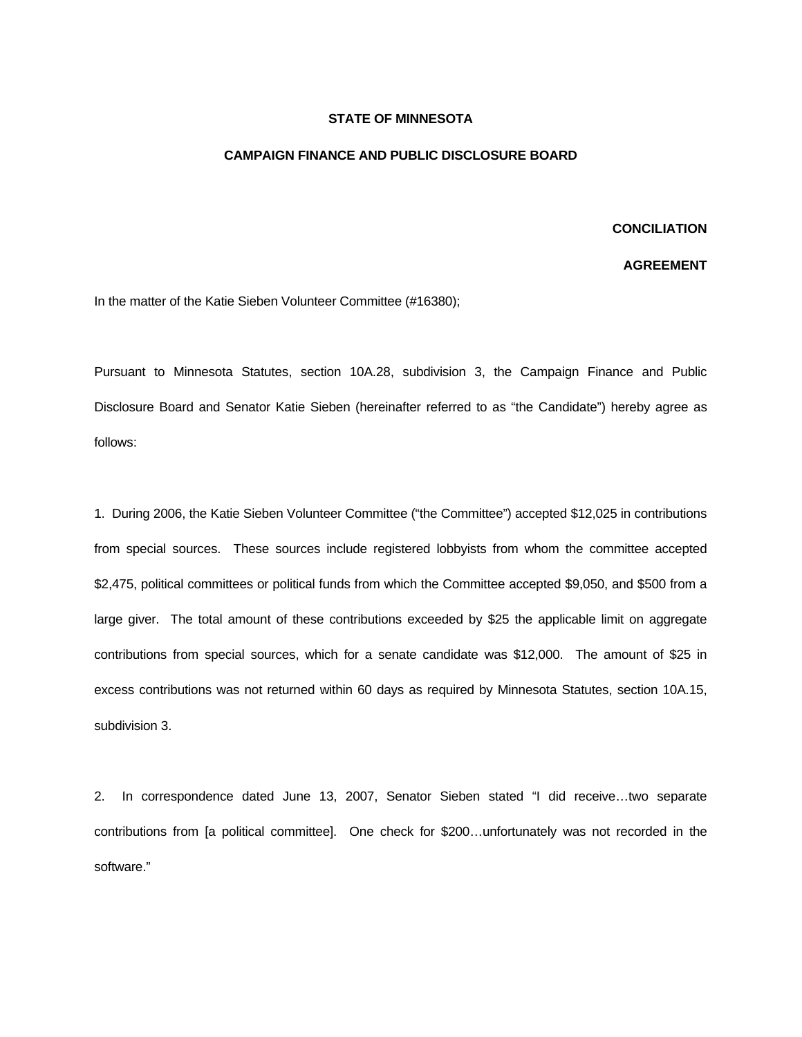**STATE OF MINNESOTA**

**CAMPAIGN FINANCE AND PUBLIC DISCLOSURE BOARD**

**CONCILIATION**

**AGREEMENT**

In the matter of the Katie Sieben Volunteer Committee (#16380);

Pursuant to Minnesota Statutes, section 10A.28, subdivision 3, the Campaign Finance and Public Disclosure Board and Senator Katie Sieben (hereinafter referred to as "the Candidate") hereby agree as follows:

1. During 2006, the Katie Sieben Volunteer Committee ("the Committee") accepted $12,025 in contributions from special sources. These sources include registered lobbyists from whom the committee accepted $2,475, political committees or political funds from which the Committee accepted $9,050, and $500 from a large giver. The total amount of these contributions exceeded by $25 the applicable limit on aggregate contributions from special sources, which for a senate candidate was $12,000. The amount of $25 in excess contributions was not returned within 60 days as required by Minnesota Statutes, section 10A.15, subdivision 3.

2. In correspondence dated June 13, 2007, Senator Sieben stated "I did receive…two separate contributions from [a political committee]. One check for $200…unfortunately was not recorded in the software."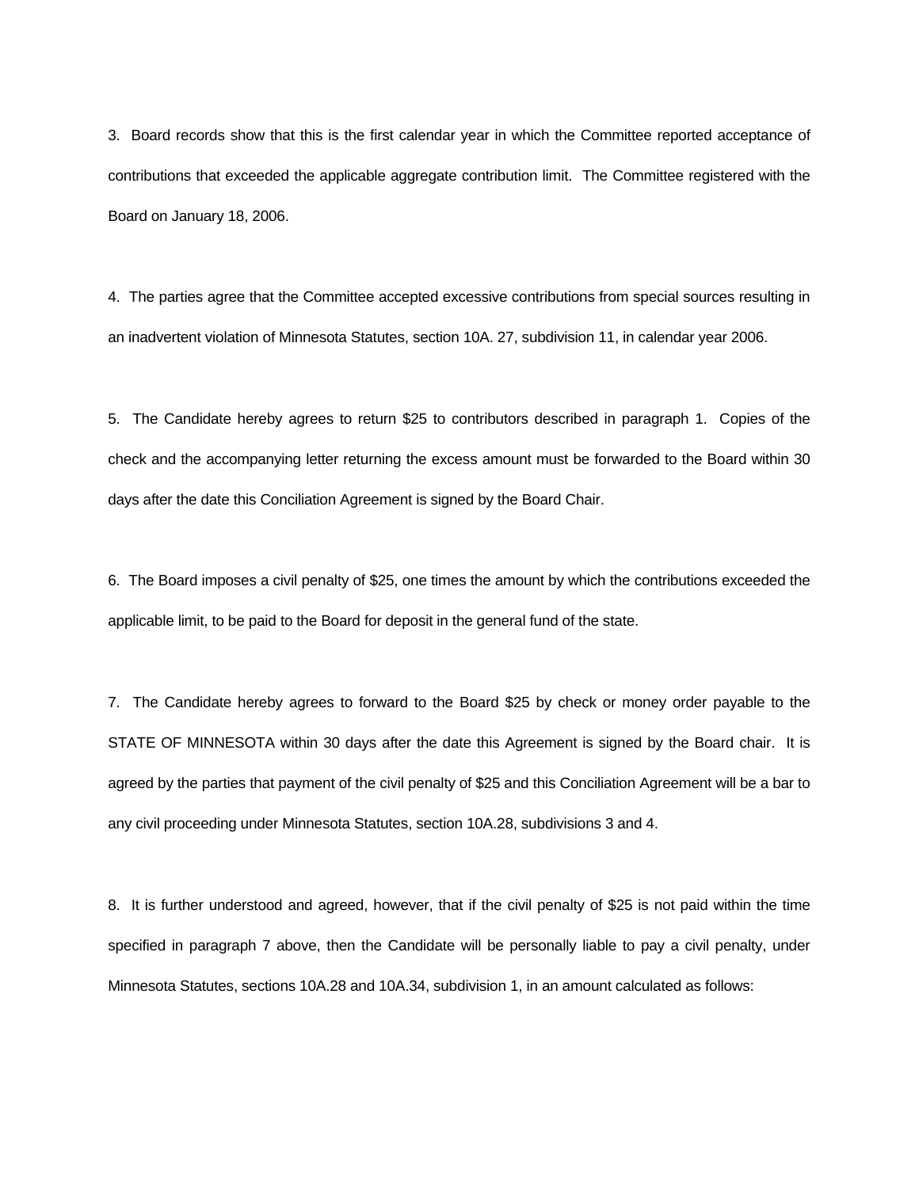3. Board records show that this is the first calendar year in which the Committee reported acceptance of contributions that exceeded the applicable aggregate contribution limit. The Committee registered with the Board on January 18, 2006.

4. The parties agree that the Committee accepted excessive contributions from special sources resulting in an inadvertent violation of Minnesota Statutes, section 10A. 27, subdivision 11, in calendar year 2006.

5. The Candidate hereby agrees to return $25 to contributors described in paragraph 1. Copies of the check and the accompanying letter returning the excess amount must be forwarded to the Board within 30 days after the date this Conciliation Agreement is signed by the Board Chair.

6. The Board imposes a civil penalty of $25, one times the amount by which the contributions exceeded the applicable limit, to be paid to the Board for deposit in the general fund of the state.

7. The Candidate hereby agrees to forward to the Board $25 by check or money order payable to the STATE OF MINNESOTA within 30 days after the date this Agreement is signed by the Board chair. It is agreed by the parties that payment of the civil penalty of $25 and this Conciliation Agreement will be a bar to any civil proceeding under Minnesota Statutes, section 10A.28, subdivisions 3 and 4.

8. It is further understood and agreed, however, that if the civil penalty of $25 is not paid within the time specified in paragraph 7 above, then the Candidate will be personally liable to pay a civil penalty, under Minnesota Statutes, sections 10A.28 and 10A.34, subdivision 1, in an amount calculated as follows: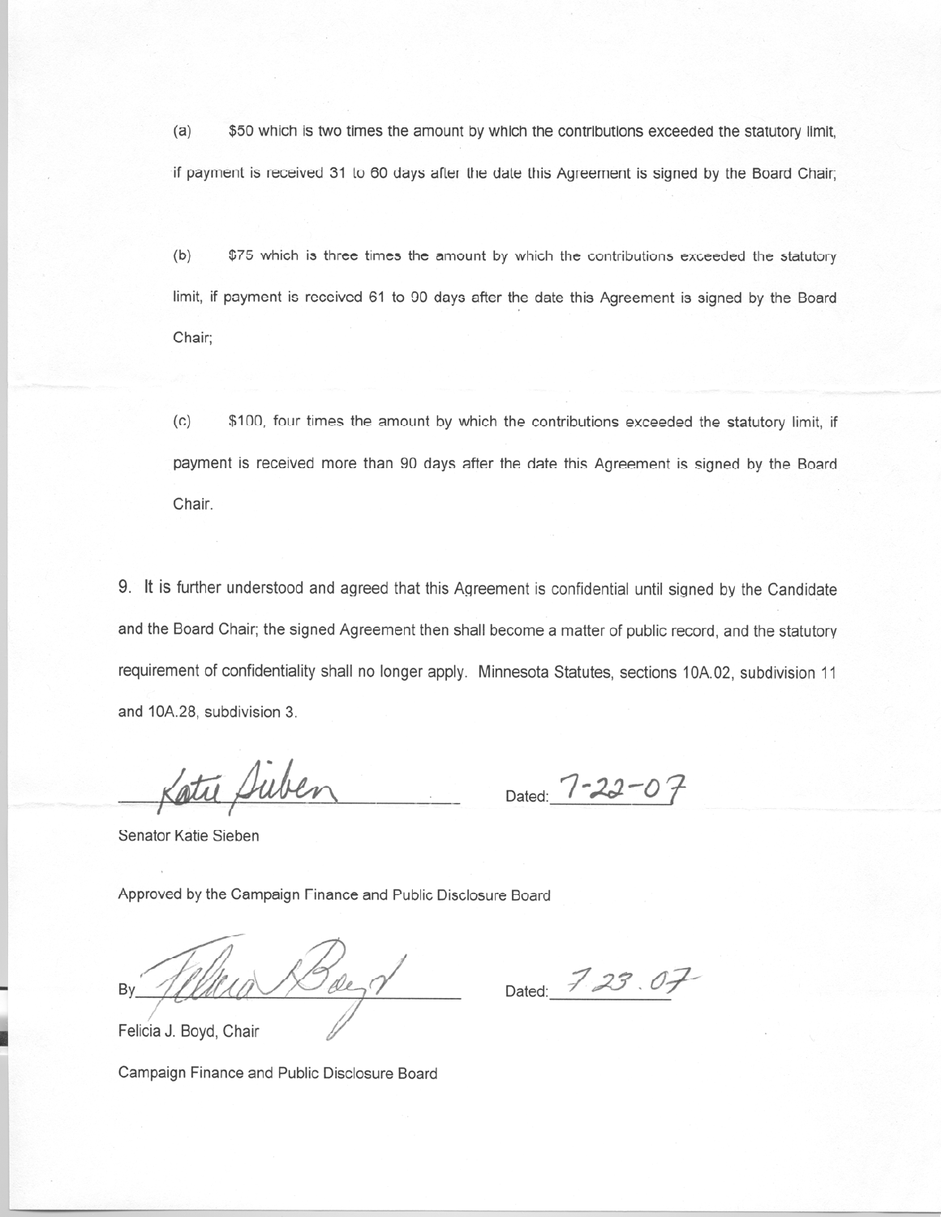(a) $50 which is two times the amount by which the contributions exceeded the statutory limit, if payment is received 31 to 60 days after the date this Agreement is signed by the Board Chair;

(b) $75 which is three times the amount by which the contributions exceeded the statutory limit, if payment is received 61 to 90 days after the date this Agreement is signed by the Board Chair;

(c) $100, four times the amount by which the contributions exceeded the statutory limit, if payment is received more than 90 days after the date this Agreement is signed by the Board Chair.

9. It is further understood and agreed that this Agreement is confidential until signed by the Candidate and the Board Chair; the signed Agreement then shall become a matter of public record, and the statutory requirement of confidentiality shall no longer apply. Minnesota Statutes, sections 10A.02, subdivision 11 and 10A.28, subdivision 3.

Katie Sieben ______________________ Dated: 7-22-07

Senator Katie Sieben

Approved by the Campaign Finance and Public Disclosure Board

By Felicia J. Boyd ______________________ Dated: 7.23.07

Felicia J. Boyd, Chair

Campaign Finance and Public Disclosure Board